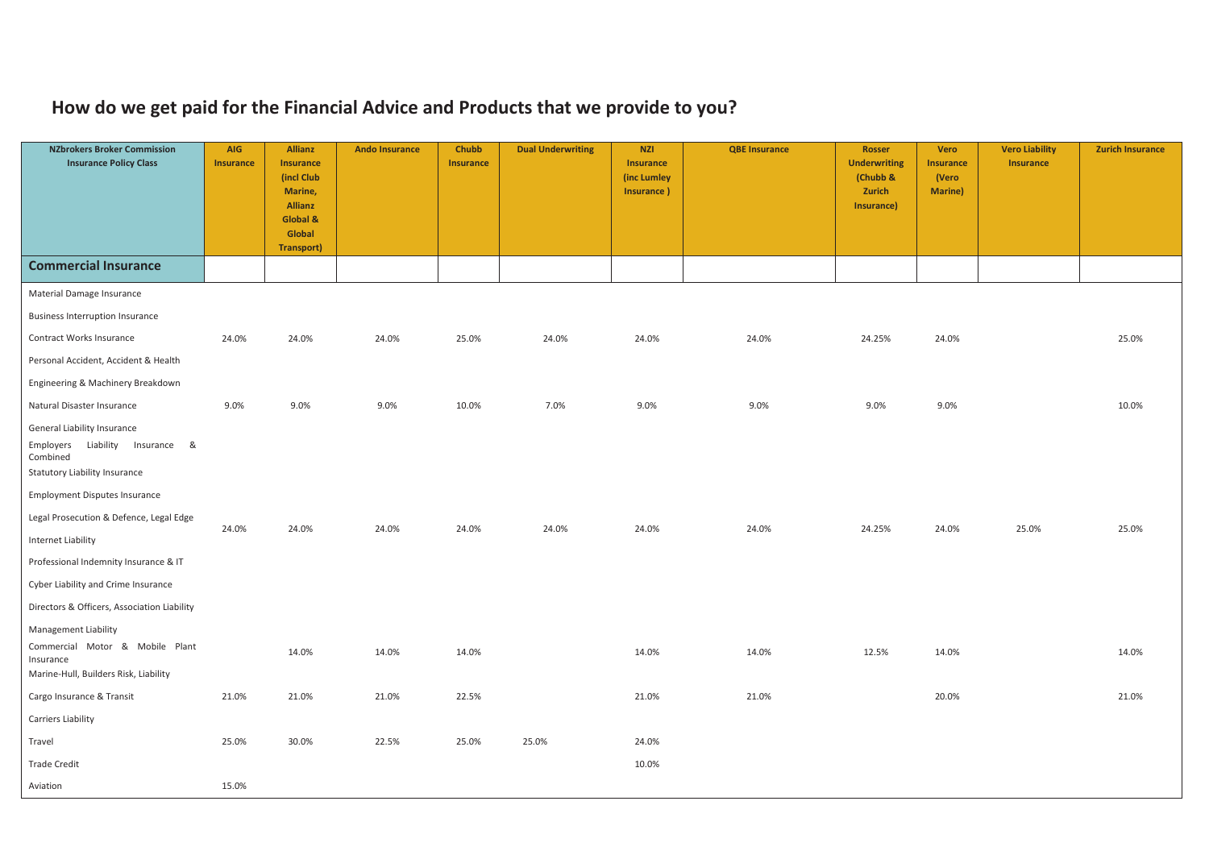# How do we get paid for the Financial Advice and Products that we provide to you?

| NZbrokers Broker Commission Insurance Policy Class | AIG Insurance | Allianz Insurance (incl Club Marine, Allianz Global & Global Transport) | Ando Insurance | Chubb Insurance | Dual Underwriting | NZI Insurance (inc Lumley Insurance ) | QBE Insurance | Rosser Underwriting (Chubb & Zurich Insurance) | Vero Insurance (Vero Marine) | Vero Liability Insurance | Zurich Insurance |
|---|---|---|---|---|---|---|---|---|---|---|---|
| **Commercial Insurance** | | | | | | | | | | | |
| Material Damage Insurance | | | | | | | | | | | |
| Business Interruption Insurance | | | | | | | | | | | |
| Contract Works Insurance | 24.0% | 24.0% | 24.0% | 25.0% | 24.0% | 24.0% | 24.0% | 24.25% | 24.0% | | 25.0% |
| Personal Accident, Accident & Health | | | | | | | | | | | |
| Engineering & Machinery Breakdown | | | | | | | | | | | |
| Natural Disaster Insurance | 9.0% | 9.0% | 9.0% | 10.0% | 7.0% | 9.0% | 9.0% | 9.0% | 9.0% | | 10.0% |
| General Liability Insurance | | | | | | | | | | | |
| Employers Liability Insurance & Combined | | | | | | | | | | | |
| Statutory Liability Insurance | | | | | | | | | | | |
| Employment Disputes Insurance | | | | | | | | | | | |
| Legal Prosecution & Defence, Legal Edge | 24.0% | 24.0% | 24.0% | 24.0% | 24.0% | 24.0% | 24.0% | 24.25% | 24.0% | 25.0% | 25.0% |
| Internet Liability | | | | | | | | | | | |
| Professional Indemnity Insurance & IT | | | | | | | | | | | |
| Cyber Liability and Crime Insurance | | | | | | | | | | | |
| Directors & Officers, Association Liability | | | | | | | | | | | |
| Management Liability | | | | | | | | | | | |
| Commercial Motor & Mobile Plant Insurance | | 14.0% | 14.0% | 14.0% | | 14.0% | 14.0% | 12.5% | 14.0% | | 14.0% |
| Marine-Hull, Builders Risk, Liability | | | | | | | | | | | |
| Cargo Insurance & Transit | 21.0% | 21.0% | 21.0% | 22.5% | | 21.0% | 21.0% | | 20.0% | | 21.0% |
| Carriers Liability | | | | | | | | | | | |
| Travel | 25.0% | 30.0% | 22.5% | 25.0% | 25.0% | 24.0% | | | | | |
| Trade Credit | | | | | | 10.0% | | | | | |
| Aviation | 15.0% | | | | | | | | | | |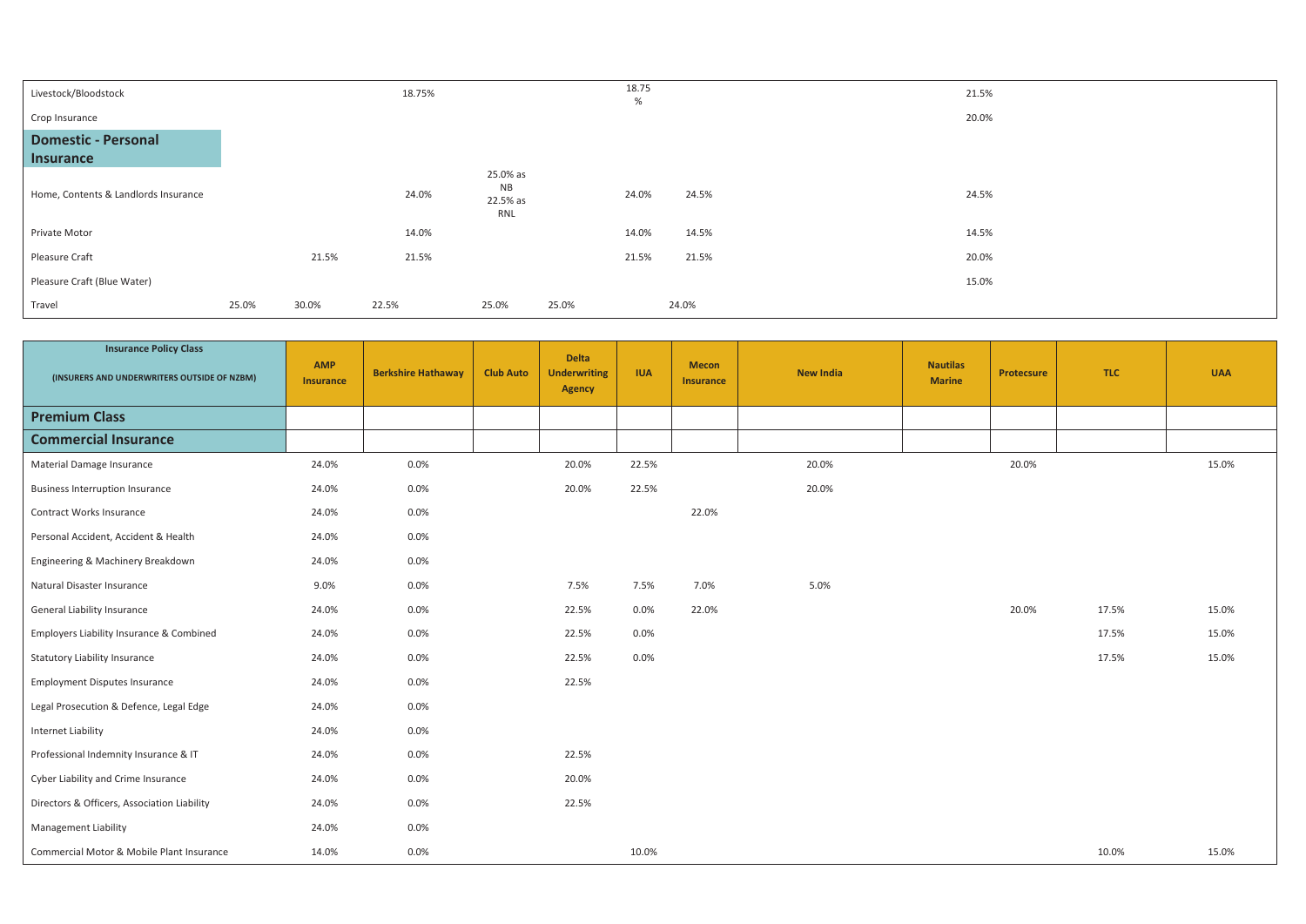| Insurance Policy Class | | | | | | | | |
|---|---|---|---|---|---|---|---|---|
| Livestock/Bloodstock | | | 18.75% | | | 18.75 % | | 21.5% |
| Crop Insurance | | | | | | | | 20.0% |
| **Domestic - Personal Insurance** | | | | | | | | |
| Home, Contents & Landlords Insurance | | | 24.0% | 25.0% as NB 22.5% as RNL | | 24.0% | 24.5% | 24.5% |
| Private Motor | | | 14.0% | | | 14.0% | 14.5% | 14.5% |
| Pleasure Craft | | 21.5% | 21.5% | | | 21.5% | 21.5% | 20.0% |
| Pleasure Craft (Blue Water) | | | | | | | | 15.0% |
| Travel | 25.0% | 30.0% | 22.5% | 25.0% | 25.0% | | 24.0% | |

| Insurance Policy Class (INSURERS AND UNDERWRITERS OUTSIDE OF NZBM) | AMP Insurance | Berkshire Hathaway | Club Auto | Delta Underwriting Agency | IUA | Mecon Insurance | New India | Nautilas Marine | Protecsure | TLC | UAA |
|---|---|---|---|---|---|---|---|---|---|---|---|
| **Premium Class** | | | | | | | | | | | |
| **Commercial Insurance** | | | | | | | | | | | |
| Material Damage Insurance | 24.0% | 0.0% | | 20.0% | 22.5% | | 20.0% | | 20.0% | | 15.0% |
| Business Interruption Insurance | 24.0% | 0.0% | | 20.0% | 22.5% | | 20.0% | | | | |
| Contract Works Insurance | 24.0% | 0.0% | | | | 22.0% | | | | | |
| Personal Accident, Accident & Health | 24.0% | 0.0% | | | | | | | | | |
| Engineering & Machinery Breakdown | 24.0% | 0.0% | | | | | | | | | |
| Natural Disaster Insurance | 9.0% | 0.0% | | 7.5% | 7.5% | 7.0% | 5.0% | | | | |
| General Liability Insurance | 24.0% | 0.0% | | 22.5% | 0.0% | 22.0% | | | 20.0% | 17.5% | 15.0% |
| Employers Liability Insurance & Combined | 24.0% | 0.0% | | 22.5% | 0.0% | | | | | 17.5% | 15.0% |
| Statutory Liability Insurance | 24.0% | 0.0% | | 22.5% | 0.0% | | | | | 17.5% | 15.0% |
| Employment Disputes Insurance | 24.0% | 0.0% | | 22.5% | | | | | | | |
| Legal Prosecution & Defence, Legal Edge | 24.0% | 0.0% | | | | | | | | | |
| Internet Liability | 24.0% | 0.0% | | | | | | | | | |
| Professional Indemnity Insurance & IT | 24.0% | 0.0% | | 22.5% | | | | | | | |
| Cyber Liability and Crime Insurance | 24.0% | 0.0% | | 20.0% | | | | | | | |
| Directors & Officers, Association Liability | 24.0% | 0.0% | | 22.5% | | | | | | | |
| Management Liability | 24.0% | 0.0% | | | | | | | | | |
| Commercial Motor & Mobile Plant Insurance | 14.0% | 0.0% | | | 10.0% | | | | | 10.0% | 15.0% |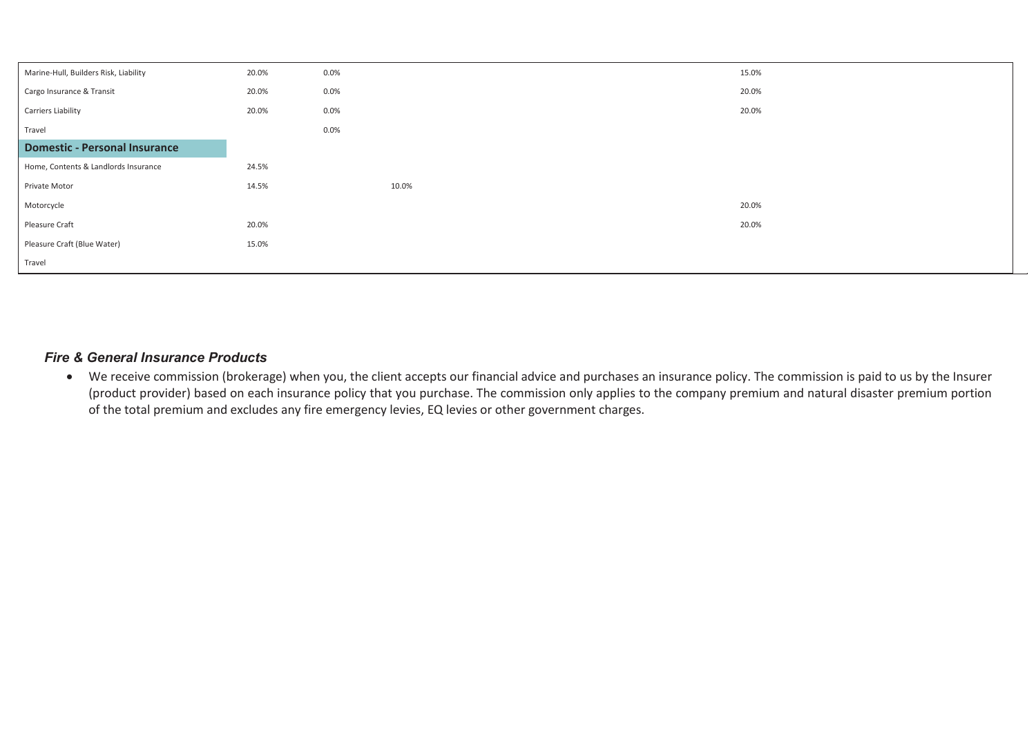| | | | | |
|---|---|---|---|---|
| Marine-Hull, Builders Risk, Liability | 20.0% | 0.0% | | 15.0% |
| Cargo Insurance & Transit | 20.0% | 0.0% | | 20.0% |
| Carriers Liability | 20.0% | 0.0% | | 20.0% |
| Travel | | 0.0% | | |
| **Domestic - Personal Insurance** | | | | |
| Home, Contents & Landlords Insurance | 24.5% | | | |
| Private Motor | 14.5% | | 10.0% | |
| Motorcycle | | | | 20.0% |
| Pleasure Craft | 20.0% | | | 20.0% |
| Pleasure Craft (Blue Water) | 15.0% | | | |
| Travel | | | | |

### *Fire & General Insurance Products*

- We receive commission (brokerage) when you, the client accepts our financial advice and purchases an insurance policy. The commission is paid to us by the Insurer (product provider) based on each insurance policy that you purchase. The commission only applies to the company premium and natural disaster premium portion of the total premium and excludes any fire emergency levies, EQ levies or other government charges.